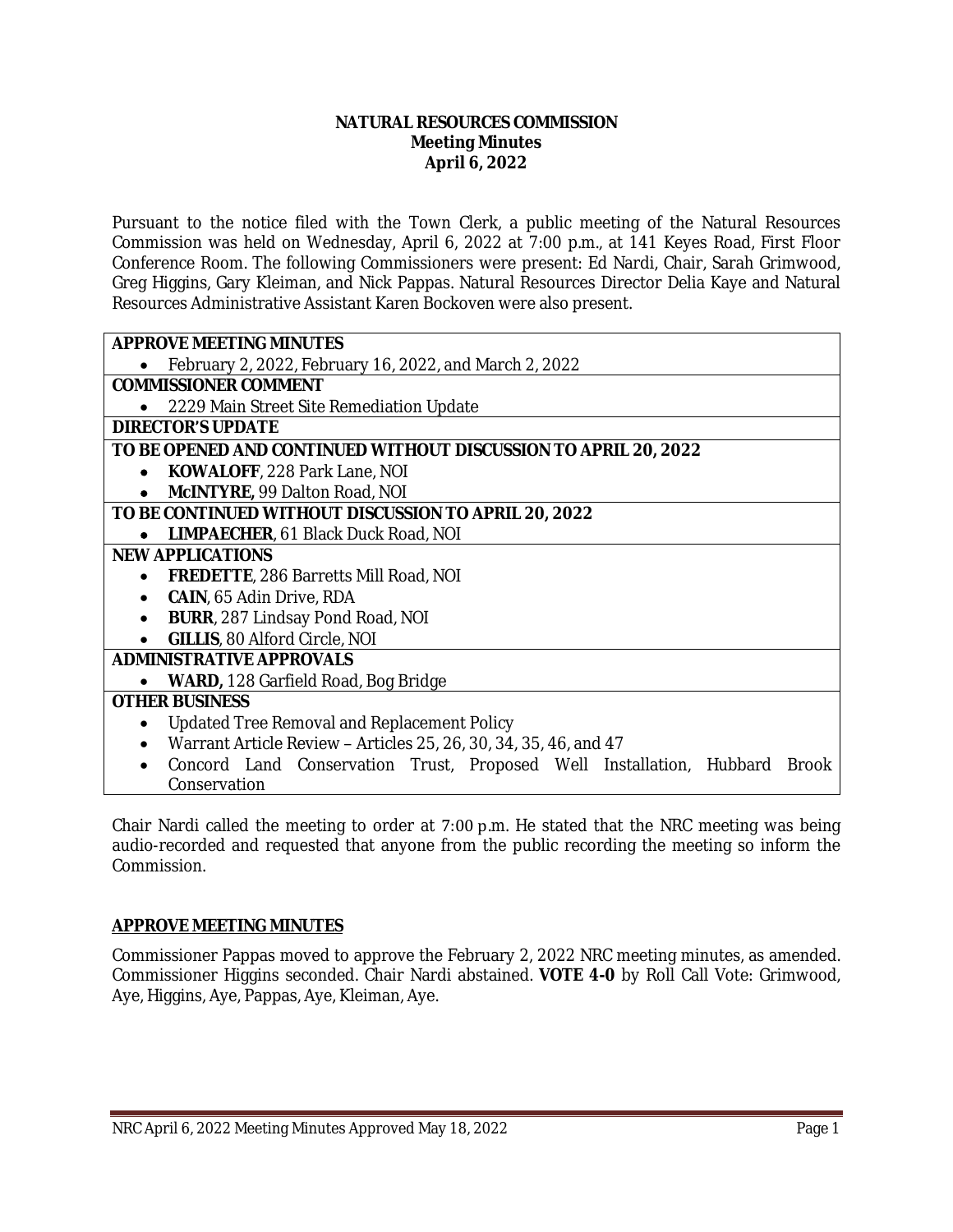**NATURAL RESOURCES COMMISSION**
**Meeting Minutes**
**April 6, 2022**

Pursuant to the notice filed with the Town Clerk, a public meeting of the Natural Resources Commission was held on Wednesday, April 6, 2022 at 7:00 p.m., at 141 Keyes Road, First Floor Conference Room. The following Commissioners were present: Ed Nardi, Chair, Sarah Grimwood, Greg Higgins, Gary Kleiman, and Nick Pappas. Natural Resources Director Delia Kaye and Natural Resources Administrative Assistant Karen Bockoven were also present.

| |
|---|
| **APPROVE MEETING MINUTES** |
| • February 2, 2022, February 16, 2022, and March 2, 2022 |
| **COMMISSIONER COMMENT** |
| • 2229 Main Street Site Remediation Update |
| **DIRECTOR'S UPDATE** |
| **TO BE OPENED AND CONTINUED WITHOUT DISCUSSION TO APRIL 20, 2022** |
| • **KOWALOFF**, 228 Park Lane, NOI<br>• **McINTYRE,** 99 Dalton Road, NOI |
| **TO BE CONTINUED WITHOUT DISCUSSION TO APRIL 20, 2022** |
| • **LIMPAECHER**, 61 Black Duck Road, NOI |
| **NEW APPLICATIONS** |
| • **FREDETTE**, 286 Barretts Mill Road, NOI<br>• **CAIN**, 65 Adin Drive, RDA<br>• **BURR**, 287 Lindsay Pond Road, NOI<br>• **GILLIS**, 80 Alford Circle, NOI |
| **ADMINISTRATIVE APPROVALS** |
| • **WARD,** 128 Garfield Road, Bog Bridge |
| **OTHER BUSINESS** |
| • Updated Tree Removal and Replacement Policy<br>• Warrant Article Review – Articles 25, 26, 30, 34, 35, 46, and 47<br>• Concord Land Conservation Trust, Proposed Well Installation, Hubbard Brook Conservation |

Chair Nardi called the meeting to order at 7:00 p.m. He stated that the NRC meeting was being audio-recorded and requested that anyone from the public recording the meeting so inform the Commission.

## APPROVE MEETING MINUTES

Commissioner Pappas moved to approve the February 2, 2022 NRC meeting minutes, as amended. Commissioner Higgins seconded. Chair Nardi abstained. **VOTE 4-0** by Roll Call Vote: Grimwood, Aye, Higgins, Aye, Pappas, Aye, Kleiman, Aye.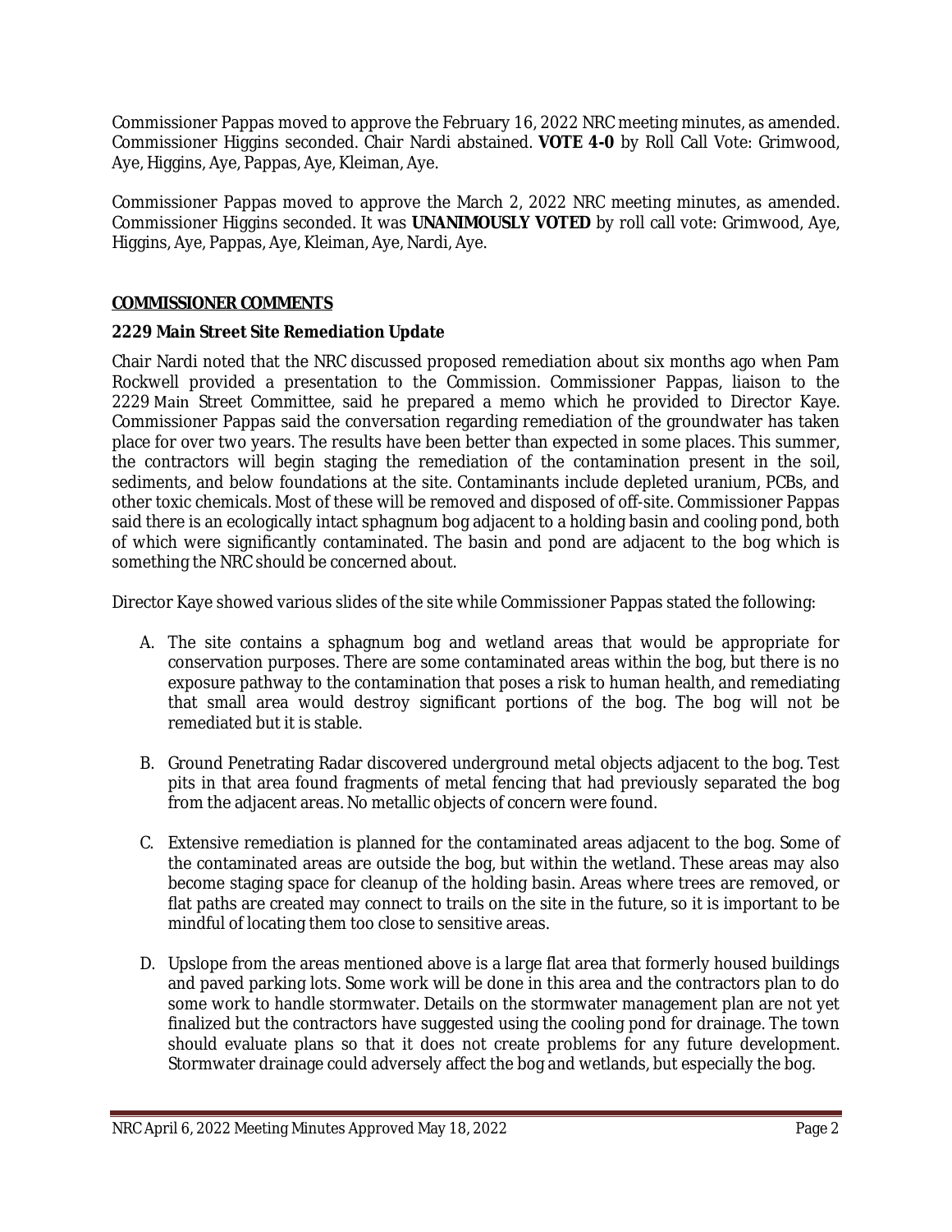Commissioner Pappas moved to approve the February 16, 2022 NRC meeting minutes, as amended. Commissioner Higgins seconded. Chair Nardi abstained. **VOTE 4-0** by Roll Call Vote: Grimwood, Aye, Higgins, Aye, Pappas, Aye, Kleiman, Aye.

Commissioner Pappas moved to approve the March 2, 2022 NRC meeting minutes, as amended. Commissioner Higgins seconded. It was **UNANIMOUSLY VOTED** by roll call vote: Grimwood, Aye, Higgins, Aye, Pappas, Aye, Kleiman, Aye, Nardi, Aye.

## COMMISSIONER COMMENTS

### 2229 Main Street Site Remediation Update

Chair Nardi noted that the NRC discussed proposed remediation about six months ago when Pam Rockwell provided a presentation to the Commission. Commissioner Pappas, liaison to the 2229 Main Street Committee, said he prepared a memo which he provided to Director Kaye. Commissioner Pappas said the conversation regarding remediation of the groundwater has taken place for over two years. The results have been better than expected in some places. This summer, the contractors will begin staging the remediation of the contamination present in the soil, sediments, and below foundations at the site. Contaminants include depleted uranium, PCBs, and other toxic chemicals. Most of these will be removed and disposed of off-site. Commissioner Pappas said there is an ecologically intact sphagnum bog adjacent to a holding basin and cooling pond, both of which were significantly contaminated. The basin and pond are adjacent to the bog which is something the NRC should be concerned about.

Director Kaye showed various slides of the site while Commissioner Pappas stated the following:

A. The site contains a sphagnum bog and wetland areas that would be appropriate for conservation purposes. There are some contaminated areas within the bog, but there is no exposure pathway to the contamination that poses a risk to human health, and remediating that small area would destroy significant portions of the bog. The bog will not be remediated but it is stable.

B. Ground Penetrating Radar discovered underground metal objects adjacent to the bog. Test pits in that area found fragments of metal fencing that had previously separated the bog from the adjacent areas. No metallic objects of concern were found.

C. Extensive remediation is planned for the contaminated areas adjacent to the bog. Some of the contaminated areas are outside the bog, but within the wetland. These areas may also become staging space for cleanup of the holding basin. Areas where trees are removed, or flat paths are created may connect to trails on the site in the future, so it is important to be mindful of locating them too close to sensitive areas.

D. Upslope from the areas mentioned above is a large flat area that formerly housed buildings and paved parking lots. Some work will be done in this area and the contractors plan to do some work to handle stormwater. Details on the stormwater management plan are not yet finalized but the contractors have suggested using the cooling pond for drainage. The town should evaluate plans so that it does not create problems for any future development. Stormwater drainage could adversely affect the bog and wetlands, but especially the bog.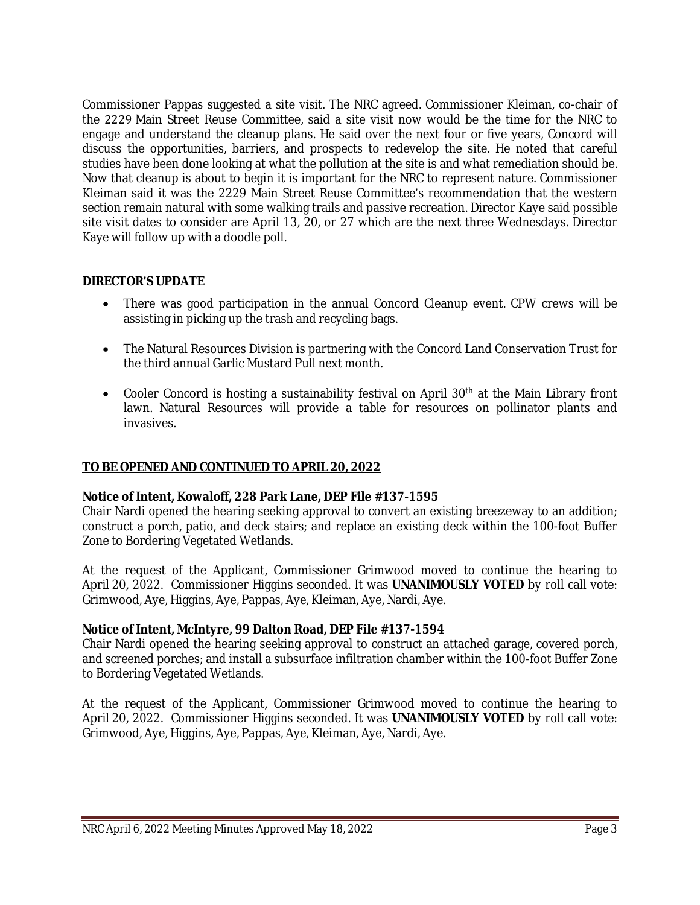Commissioner Pappas suggested a site visit. The NRC agreed. Commissioner Kleiman, co-chair of the 2229 Main Street Reuse Committee, said a site visit now would be the time for the NRC to engage and understand the cleanup plans. He said over the next four or five years, Concord will discuss the opportunities, barriers, and prospects to redevelop the site. He noted that careful studies have been done looking at what the pollution at the site is and what remediation should be. Now that cleanup is about to begin it is important for the NRC to represent nature. Commissioner Kleiman said it was the 2229 Main Street Reuse Committee's recommendation that the western section remain natural with some walking trails and passive recreation. Director Kaye said possible site visit dates to consider are April 13, 20, or 27 which are the next three Wednesdays. Director Kaye will follow up with a doodle poll.

## DIRECTOR'S UPDATE

- There was good participation in the annual Concord Cleanup event. CPW crews will be assisting in picking up the trash and recycling bags.
- The Natural Resources Division is partnering with the Concord Land Conservation Trust for the third annual Garlic Mustard Pull next month.
- Cooler Concord is hosting a sustainability festival on April 30th at the Main Library front lawn. Natural Resources will provide a table for resources on pollinator plants and invasives.

## TO BE OPENED AND CONTINUED TO APRIL 20, 2022

**Notice of Intent, Kowaloff, 228 Park Lane, DEP File #137-1595**
Chair Nardi opened the hearing seeking approval to convert an existing breezeway to an addition; construct a porch, patio, and deck stairs; and replace an existing deck within the 100-foot Buffer Zone to Bordering Vegetated Wetlands.

At the request of the Applicant, Commissioner Grimwood moved to continue the hearing to April 20, 2022. Commissioner Higgins seconded. It was **UNANIMOUSLY VOTED** by roll call vote: Grimwood, Aye, Higgins, Aye, Pappas, Aye, Kleiman, Aye, Nardi, Aye.

**Notice of Intent, McIntyre, 99 Dalton Road, DEP File #137-1594**
Chair Nardi opened the hearing seeking approval to construct an attached garage, covered porch, and screened porches; and install a subsurface infiltration chamber within the 100-foot Buffer Zone to Bordering Vegetated Wetlands.

At the request of the Applicant, Commissioner Grimwood moved to continue the hearing to April 20, 2022. Commissioner Higgins seconded. It was **UNANIMOUSLY VOTED** by roll call vote: Grimwood, Aye, Higgins, Aye, Pappas, Aye, Kleiman, Aye, Nardi, Aye.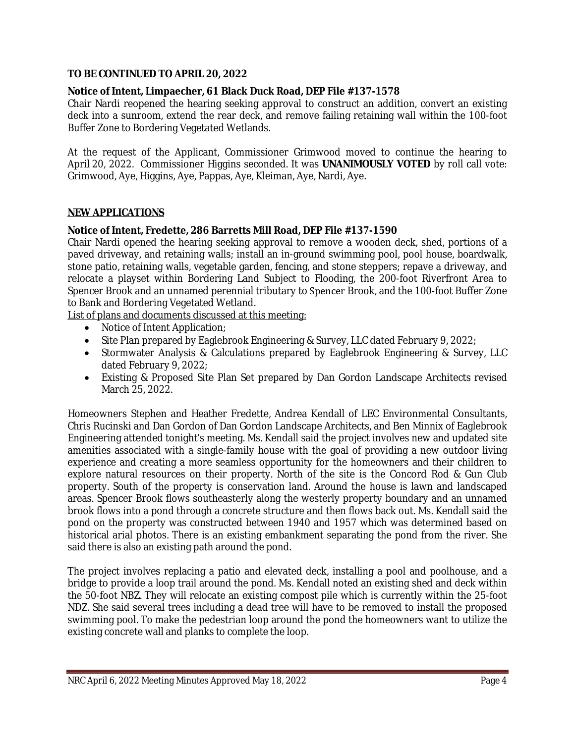**TO BE CONTINUED TO APRIL 20, 2022**

**Notice of Intent, Limpaecher, 61 Black Duck Road, DEP File #137-1578**

Chair Nardi reopened the hearing seeking approval to construct an addition, convert an existing deck into a sunroom, extend the rear deck, and remove failing retaining wall within the 100-foot Buffer Zone to Bordering Vegetated Wetlands.

At the request of the Applicant, Commissioner Grimwood moved to continue the hearing to April 20, 2022. Commissioner Higgins seconded. It was **UNANIMOUSLY VOTED** by roll call vote: Grimwood, Aye, Higgins, Aye, Pappas, Aye, Kleiman, Aye, Nardi, Aye.

**NEW APPLICATIONS**

**Notice of Intent, Fredette, 286 Barretts Mill Road, DEP File #137-1590**

Chair Nardi opened the hearing seeking approval to remove a wooden deck, shed, portions of a paved driveway, and retaining walls; install an in-ground swimming pool, pool house, boardwalk, stone patio, retaining walls, vegetable garden, fencing, and stone steppers; repave a driveway, and relocate a playset within Bordering Land Subject to Flooding, the 200-foot Riverfront Area to Spencer Brook and an unnamed perennial tributary to Spencer Brook, and the 100-foot Buffer Zone to Bank and Bordering Vegetated Wetland.

List of plans and documents discussed at this meeting:

- Notice of Intent Application;
- Site Plan prepared by Eaglebrook Engineering & Survey, LLC dated February 9, 2022;
- Stormwater Analysis & Calculations prepared by Eaglebrook Engineering & Survey, LLC dated February 9, 2022;
- Existing & Proposed Site Plan Set prepared by Dan Gordon Landscape Architects revised March 25, 2022.

Homeowners Stephen and Heather Fredette, Andrea Kendall of LEC Environmental Consultants, Chris Rucinski and Dan Gordon of Dan Gordon Landscape Architects, and Ben Minnix of Eaglebrook Engineering attended tonight's meeting. Ms. Kendall said the project involves new and updated site amenities associated with a single-family house with the goal of providing a new outdoor living experience and creating a more seamless opportunity for the homeowners and their children to explore natural resources on their property. North of the site is the Concord Rod & Gun Club property. South of the property is conservation land. Around the house is lawn and landscaped areas. Spencer Brook flows southeasterly along the westerly property boundary and an unnamed brook flows into a pond through a concrete structure and then flows back out. Ms. Kendall said the pond on the property was constructed between 1940 and 1957 which was determined based on historical arial photos. There is an existing embankment separating the pond from the river. She said there is also an existing path around the pond.

The project involves replacing a patio and elevated deck, installing a pool and poolhouse, and a bridge to provide a loop trail around the pond. Ms. Kendall noted an existing shed and deck within the 50-foot NBZ. They will relocate an existing compost pile which is currently within the 25-foot NDZ. She said several trees including a dead tree will have to be removed to install the proposed swimming pool. To make the pedestrian loop around the pond the homeowners want to utilize the existing concrete wall and planks to complete the loop.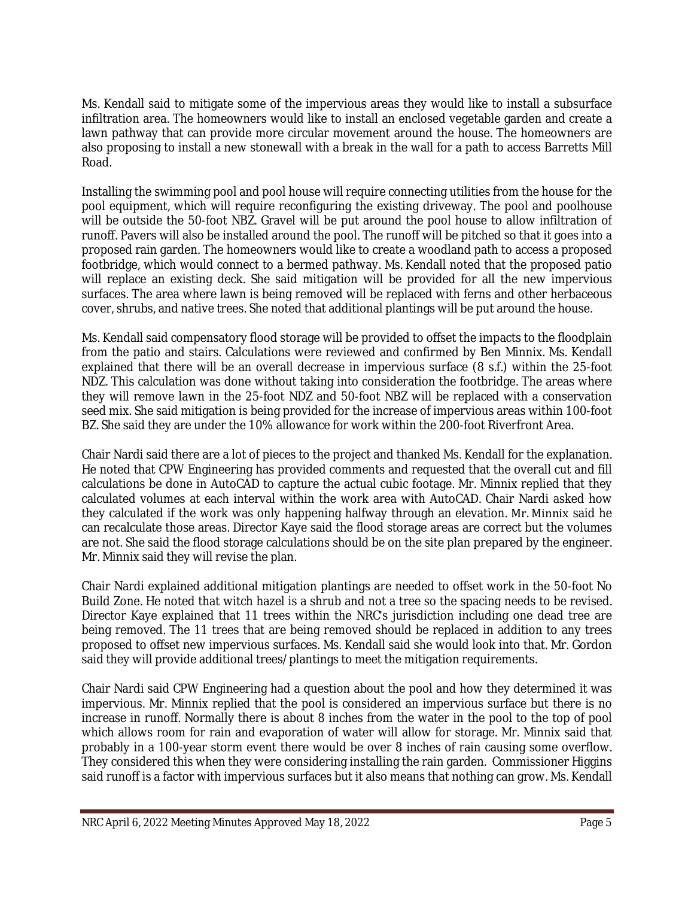Ms. Kendall said to mitigate some of the impervious areas they would like to install a subsurface infiltration area. The homeowners would like to install an enclosed vegetable garden and create a lawn pathway that can provide more circular movement around the house. The homeowners are also proposing to install a new stonewall with a break in the wall for a path to access Barretts Mill Road.

Installing the swimming pool and pool house will require connecting utilities from the house for the pool equipment, which will require reconfiguring the existing driveway. The pool and poolhouse will be outside the 50-foot NBZ. Gravel will be put around the pool house to allow infiltration of runoff. Pavers will also be installed around the pool. The runoff will be pitched so that it goes into a proposed rain garden. The homeowners would like to create a woodland path to access a proposed footbridge, which would connect to a bermed pathway. Ms. Kendall noted that the proposed patio will replace an existing deck. She said mitigation will be provided for all the new impervious surfaces. The area where lawn is being removed will be replaced with ferns and other herbaceous cover, shrubs, and native trees. She noted that additional plantings will be put around the house.

Ms. Kendall said compensatory flood storage will be provided to offset the impacts to the floodplain from the patio and stairs. Calculations were reviewed and confirmed by Ben Minnix. Ms. Kendall explained that there will be an overall decrease in impervious surface (8 s.f.) within the 25-foot NDZ. This calculation was done without taking into consideration the footbridge. The areas where they will remove lawn in the 25-foot NDZ and 50-foot NBZ will be replaced with a conservation seed mix. She said mitigation is being provided for the increase of impervious areas within 100-foot BZ. She said they are under the 10% allowance for work within the 200-foot Riverfront Area.

Chair Nardi said there are a lot of pieces to the project and thanked Ms. Kendall for the explanation. He noted that CPW Engineering has provided comments and requested that the overall cut and fill calculations be done in AutoCAD to capture the actual cubic footage. Mr. Minnix replied that they calculated volumes at each interval within the work area with AutoCAD. Chair Nardi asked how they calculated if the work was only happening halfway through an elevation. Mr. Minnix said he can recalculate those areas. Director Kaye said the flood storage areas are correct but the volumes are not. She said the flood storage calculations should be on the site plan prepared by the engineer. Mr. Minnix said they will revise the plan.

Chair Nardi explained additional mitigation plantings are needed to offset work in the 50-foot No Build Zone. He noted that witch hazel is a shrub and not a tree so the spacing needs to be revised. Director Kaye explained that 11 trees within the NRC's jurisdiction including one dead tree are being removed. The 11 trees that are being removed should be replaced in addition to any trees proposed to offset new impervious surfaces. Ms. Kendall said she would look into that. Mr. Gordon said they will provide additional trees/plantings to meet the mitigation requirements.

Chair Nardi said CPW Engineering had a question about the pool and how they determined it was impervious. Mr. Minnix replied that the pool is considered an impervious surface but there is no increase in runoff. Normally there is about 8 inches from the water in the pool to the top of pool which allows room for rain and evaporation of water will allow for storage. Mr. Minnix said that probably in a 100-year storm event there would be over 8 inches of rain causing some overflow. They considered this when they were considering installing the rain garden. Commissioner Higgins said runoff is a factor with impervious surfaces but it also means that nothing can grow. Ms. Kendall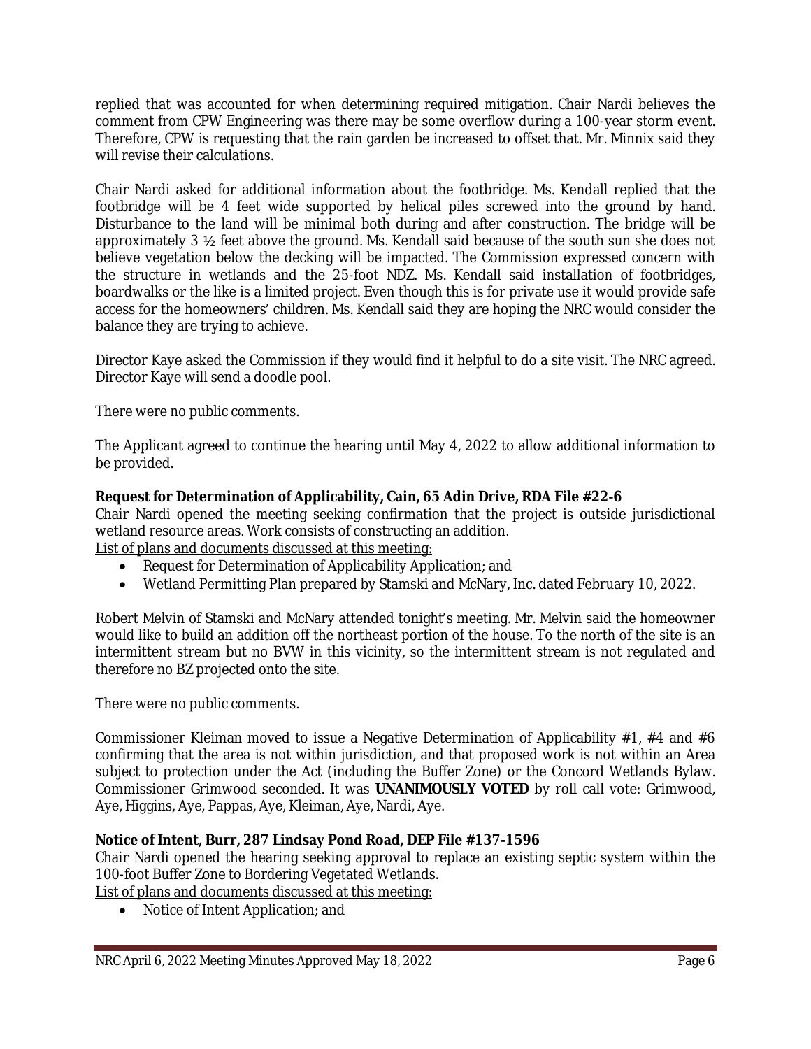replied that was accounted for when determining required mitigation. Chair Nardi believes the comment from CPW Engineering was there may be some overflow during a 100-year storm event. Therefore, CPW is requesting that the rain garden be increased to offset that. Mr. Minnix said they will revise their calculations.

Chair Nardi asked for additional information about the footbridge. Ms. Kendall replied that the footbridge will be 4 feet wide supported by helical piles screwed into the ground by hand. Disturbance to the land will be minimal both during and after construction. The bridge will be approximately 3 ½ feet above the ground. Ms. Kendall said because of the south sun she does not believe vegetation below the decking will be impacted. The Commission expressed concern with the structure in wetlands and the 25-foot NDZ. Ms. Kendall said installation of footbridges, boardwalks or the like is a limited project. Even though this is for private use it would provide safe access for the homeowners' children. Ms. Kendall said they are hoping the NRC would consider the balance they are trying to achieve.

Director Kaye asked the Commission if they would find it helpful to do a site visit. The NRC agreed. Director Kaye will send a doodle pool.

There were no public comments.

The Applicant agreed to continue the hearing until May 4, 2022 to allow additional information to be provided.

**Request for Determination of Applicability, Cain, 65 Adin Drive, RDA File #22-6**

Chair Nardi opened the meeting seeking confirmation that the project is outside jurisdictional wetland resource areas. Work consists of constructing an addition.

List of plans and documents discussed at this meeting:

- Request for Determination of Applicability Application; and
- Wetland Permitting Plan prepared by Stamski and McNary, Inc. dated February 10, 2022.

Robert Melvin of Stamski and McNary attended tonight's meeting. Mr. Melvin said the homeowner would like to build an addition off the northeast portion of the house. To the north of the site is an intermittent stream but no BVW in this vicinity, so the intermittent stream is not regulated and therefore no BZ projected onto the site.

There were no public comments.

Commissioner Kleiman moved to issue a Negative Determination of Applicability #1, #4 and #6 confirming that the area is not within jurisdiction, and that proposed work is not within an Area subject to protection under the Act (including the Buffer Zone) or the Concord Wetlands Bylaw. Commissioner Grimwood seconded. It was **UNANIMOUSLY VOTED** by roll call vote: Grimwood, Aye, Higgins, Aye, Pappas, Aye, Kleiman, Aye, Nardi, Aye.

**Notice of Intent, Burr, 287 Lindsay Pond Road, DEP File #137-1596**

Chair Nardi opened the hearing seeking approval to replace an existing septic system within the 100-foot Buffer Zone to Bordering Vegetated Wetlands.

List of plans and documents discussed at this meeting:

- Notice of Intent Application; and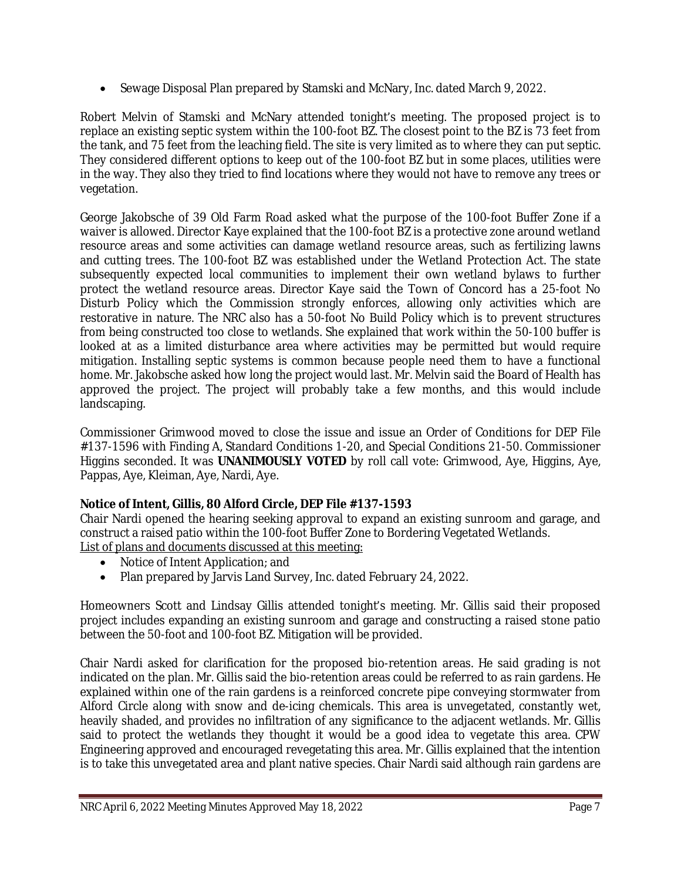- Sewage Disposal Plan prepared by Stamski and McNary, Inc. dated March 9, 2022.

Robert Melvin of Stamski and McNary attended tonight's meeting. The proposed project is to replace an existing septic system within the 100-foot BZ. The closest point to the BZ is 73 feet from the tank, and 75 feet from the leaching field. The site is very limited as to where they can put septic. They considered different options to keep out of the 100-foot BZ but in some places, utilities were in the way. They also they tried to find locations where they would not have to remove any trees or vegetation.

George Jakobsche of 39 Old Farm Road asked what the purpose of the 100-foot Buffer Zone if a waiver is allowed. Director Kaye explained that the 100-foot BZ is a protective zone around wetland resource areas and some activities can damage wetland resource areas, such as fertilizing lawns and cutting trees. The 100-foot BZ was established under the Wetland Protection Act. The state subsequently expected local communities to implement their own wetland bylaws to further protect the wetland resource areas. Director Kaye said the Town of Concord has a 25-foot No Disturb Policy which the Commission strongly enforces, allowing only activities which are restorative in nature. The NRC also has a 50-foot No Build Policy which is to prevent structures from being constructed too close to wetlands. She explained that work within the 50-100 buffer is looked at as a limited disturbance area where activities may be permitted but would require mitigation. Installing septic systems is common because people need them to have a functional home. Mr. Jakobsche asked how long the project would last. Mr. Melvin said the Board of Health has approved the project. The project will probably take a few months, and this would include landscaping.

Commissioner Grimwood moved to close the issue and issue an Order of Conditions for DEP File #137-1596 with Finding A, Standard Conditions 1-20, and Special Conditions 21-50. Commissioner Higgins seconded. It was **UNANIMOUSLY VOTED** by roll call vote: Grimwood, Aye, Higgins, Aye, Pappas, Aye, Kleiman, Aye, Nardi, Aye.

**Notice of Intent, Gillis, 80 Alford Circle, DEP File #137-1593**

Chair Nardi opened the hearing seeking approval to expand an existing sunroom and garage, and construct a raised patio within the 100-foot Buffer Zone to Bordering Vegetated Wetlands.

List of plans and documents discussed at this meeting:

- Notice of Intent Application; and
- Plan prepared by Jarvis Land Survey, Inc. dated February 24, 2022.

Homeowners Scott and Lindsay Gillis attended tonight's meeting. Mr. Gillis said their proposed project includes expanding an existing sunroom and garage and constructing a raised stone patio between the 50-foot and 100-foot BZ. Mitigation will be provided.

Chair Nardi asked for clarification for the proposed bio-retention areas. He said grading is not indicated on the plan. Mr. Gillis said the bio-retention areas could be referred to as rain gardens. He explained within one of the rain gardens is a reinforced concrete pipe conveying stormwater from Alford Circle along with snow and de-icing chemicals. This area is unvegetated, constantly wet, heavily shaded, and provides no infiltration of any significance to the adjacent wetlands. Mr. Gillis said to protect the wetlands they thought it would be a good idea to vegetate this area. CPW Engineering approved and encouraged revegetating this area. Mr. Gillis explained that the intention is to take this unvegetated area and plant native species. Chair Nardi said although rain gardens are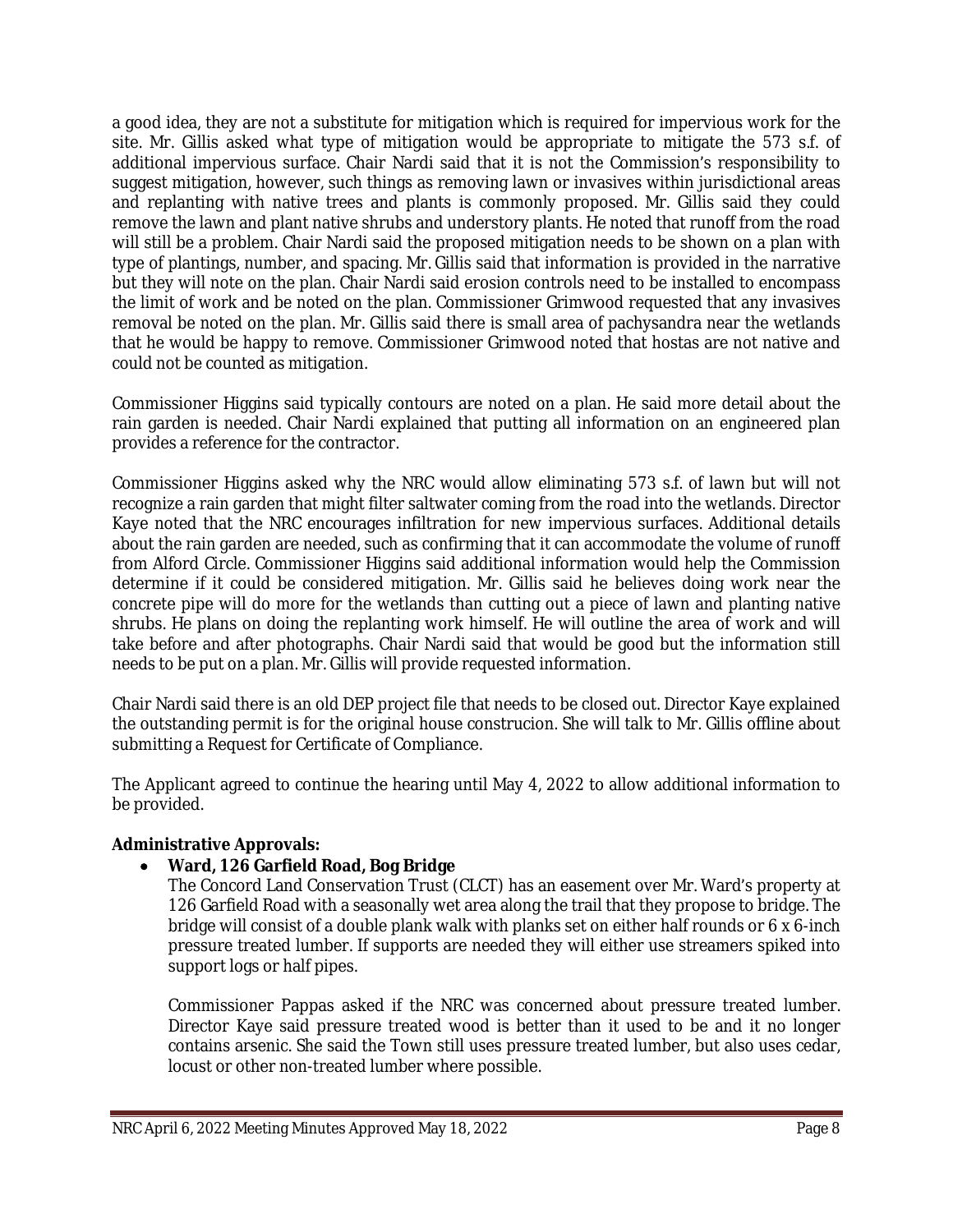a good idea, they are not a substitute for mitigation which is required for impervious work for the site. Mr. Gillis asked what type of mitigation would be appropriate to mitigate the 573 s.f. of additional impervious surface. Chair Nardi said that it is not the Commission's responsibility to suggest mitigation, however, such things as removing lawn or invasives within jurisdictional areas and replanting with native trees and plants is commonly proposed. Mr. Gillis said they could remove the lawn and plant native shrubs and understory plants. He noted that runoff from the road will still be a problem. Chair Nardi said the proposed mitigation needs to be shown on a plan with type of plantings, number, and spacing. Mr. Gillis said that information is provided in the narrative but they will note on the plan. Chair Nardi said erosion controls need to be installed to encompass the limit of work and be noted on the plan. Commissioner Grimwood requested that any invasives removal be noted on the plan. Mr. Gillis said there is small area of pachysandra near the wetlands that he would be happy to remove. Commissioner Grimwood noted that hostas are not native and could not be counted as mitigation.

Commissioner Higgins said typically contours are noted on a plan. He said more detail about the rain garden is needed. Chair Nardi explained that putting all information on an engineered plan provides a reference for the contractor.

Commissioner Higgins asked why the NRC would allow eliminating 573 s.f. of lawn but will not recognize a rain garden that might filter saltwater coming from the road into the wetlands. Director Kaye noted that the NRC encourages infiltration for new impervious surfaces. Additional details about the rain garden are needed, such as confirming that it can accommodate the volume of runoff from Alford Circle. Commissioner Higgins said additional information would help the Commission determine if it could be considered mitigation. Mr. Gillis said he believes doing work near the concrete pipe will do more for the wetlands than cutting out a piece of lawn and planting native shrubs. He plans on doing the replanting work himself. He will outline the area of work and will take before and after photographs. Chair Nardi said that would be good but the information still needs to be put on a plan. Mr. Gillis will provide requested information.

Chair Nardi said there is an old DEP project file that needs to be closed out. Director Kaye explained the outstanding permit is for the original house construcion. She will talk to Mr. Gillis offline about submitting a Request for Certificate of Compliance.

The Applicant agreed to continue the hearing until May 4, 2022 to allow additional information to be provided.

**Administrative Approvals:**

- **Ward, 126 Garfield Road, Bog Bridge**

  The Concord Land Conservation Trust (CLCT) has an easement over Mr. Ward's property at 126 Garfield Road with a seasonally wet area along the trail that they propose to bridge. The bridge will consist of a double plank walk with planks set on either half rounds or 6 x 6-inch pressure treated lumber. If supports are needed they will either use streamers spiked into support logs or half pipes.

  Commissioner Pappas asked if the NRC was concerned about pressure treated lumber. Director Kaye said pressure treated wood is better than it used to be and it no longer contains arsenic. She said the Town still uses pressure treated lumber, but also uses cedar, locust or other non-treated lumber where possible.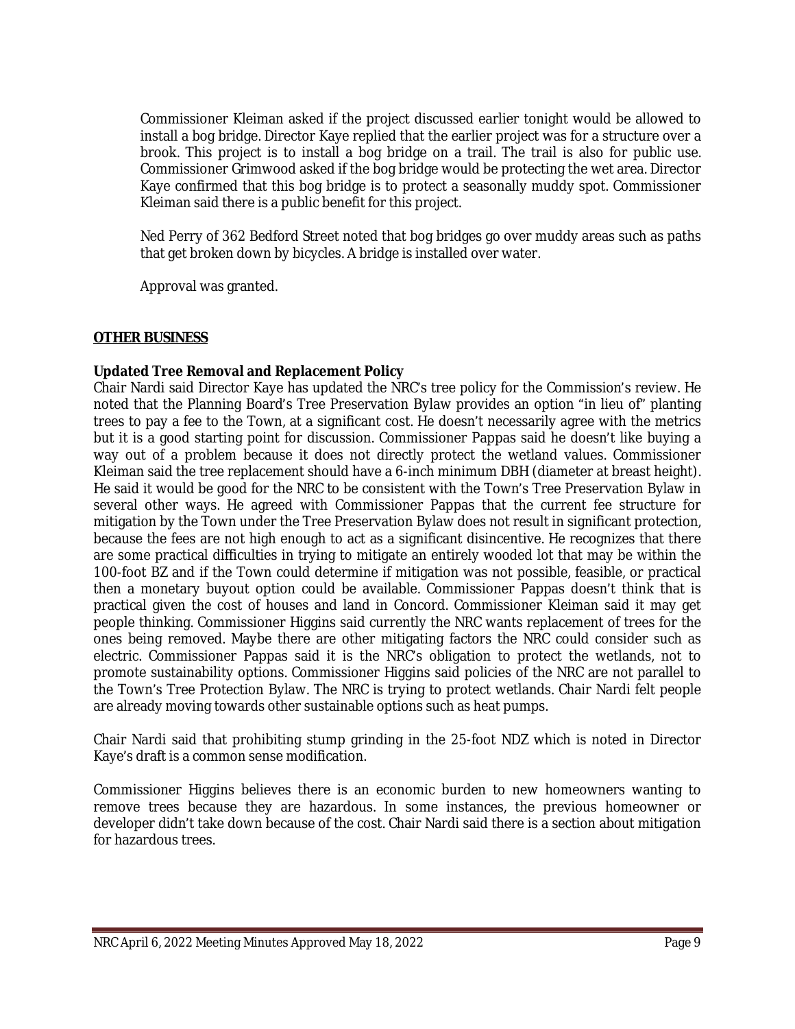Commissioner Kleiman asked if the project discussed earlier tonight would be allowed to install a bog bridge. Director Kaye replied that the earlier project was for a structure over a brook. This project is to install a bog bridge on a trail. The trail is also for public use. Commissioner Grimwood asked if the bog bridge would be protecting the wet area. Director Kaye confirmed that this bog bridge is to protect a seasonally muddy spot. Commissioner Kleiman said there is a public benefit for this project.

Ned Perry of 362 Bedford Street noted that bog bridges go over muddy areas such as paths that get broken down by bicycles. A bridge is installed over water.

Approval was granted.

## OTHER BUSINESS

**Updated Tree Removal and Replacement Policy**

Chair Nardi said Director Kaye has updated the NRC's tree policy for the Commission's review. He noted that the Planning Board's Tree Preservation Bylaw provides an option "in lieu of" planting trees to pay a fee to the Town, at a significant cost. He doesn't necessarily agree with the metrics but it is a good starting point for discussion. Commissioner Pappas said he doesn't like buying a way out of a problem because it does not directly protect the wetland values. Commissioner Kleiman said the tree replacement should have a 6-inch minimum DBH (diameter at breast height). He said it would be good for the NRC to be consistent with the Town's Tree Preservation Bylaw in several other ways. He agreed with Commissioner Pappas that the current fee structure for mitigation by the Town under the Tree Preservation Bylaw does not result in significant protection, because the fees are not high enough to act as a significant disincentive. He recognizes that there are some practical difficulties in trying to mitigate an entirely wooded lot that may be within the 100-foot BZ and if the Town could determine if mitigation was not possible, feasible, or practical then a monetary buyout option could be available. Commissioner Pappas doesn't think that is practical given the cost of houses and land in Concord. Commissioner Kleiman said it may get people thinking. Commissioner Higgins said currently the NRC wants replacement of trees for the ones being removed. Maybe there are other mitigating factors the NRC could consider such as electric. Commissioner Pappas said it is the NRC's obligation to protect the wetlands, not to promote sustainability options. Commissioner Higgins said policies of the NRC are not parallel to the Town's Tree Protection Bylaw. The NRC is trying to protect wetlands. Chair Nardi felt people are already moving towards other sustainable options such as heat pumps.

Chair Nardi said that prohibiting stump grinding in the 25-foot NDZ which is noted in Director Kaye's draft is a common sense modification.

Commissioner Higgins believes there is an economic burden to new homeowners wanting to remove trees because they are hazardous. In some instances, the previous homeowner or developer didn't take down because of the cost. Chair Nardi said there is a section about mitigation for hazardous trees.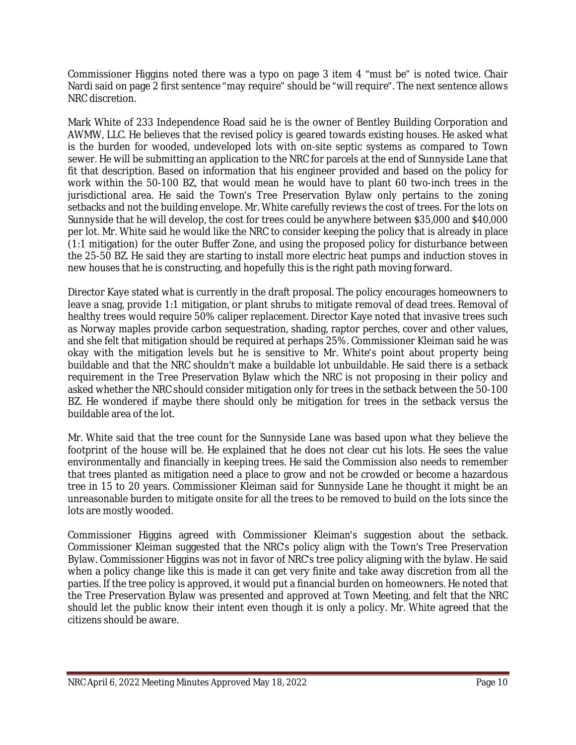Commissioner Higgins noted there was a typo on page 3 item 4 "must be" is noted twice. Chair Nardi said on page 2 first sentence "may require" should be "will require". The next sentence allows NRC discretion.

Mark White of 233 Independence Road said he is the owner of Bentley Building Corporation and AWMW, LLC. He believes that the revised policy is geared towards existing houses. He asked what is the burden for wooded, undeveloped lots with on-site septic systems as compared to Town sewer. He will be submitting an application to the NRC for parcels at the end of Sunnyside Lane that fit that description. Based on information that his engineer provided and based on the policy for work within the 50-100 BZ, that would mean he would have to plant 60 two-inch trees in the jurisdictional area. He said the Town's Tree Preservation Bylaw only pertains to the zoning setbacks and not the building envelope. Mr. White carefully reviews the cost of trees. For the lots on Sunnyside that he will develop, the cost for trees could be anywhere between $35,000 and $40,000 per lot. Mr. White said he would like the NRC to consider keeping the policy that is already in place (1:1 mitigation) for the outer Buffer Zone, and using the proposed policy for disturbance between the 25-50 BZ. He said they are starting to install more electric heat pumps and induction stoves in new houses that he is constructing, and hopefully this is the right path moving forward.

Director Kaye stated what is currently in the draft proposal. The policy encourages homeowners to leave a snag, provide 1:1 mitigation, or plant shrubs to mitigate removal of dead trees. Removal of healthy trees would require 50% caliper replacement. Director Kaye noted that invasive trees such as Norway maples provide carbon sequestration, shading, raptor perches, cover and other values, and she felt that mitigation should be required at perhaps 25%. Commissioner Kleiman said he was okay with the mitigation levels but he is sensitive to Mr. White's point about property being buildable and that the NRC shouldn't make a buildable lot unbuildable. He said there is a setback requirement in the Tree Preservation Bylaw which the NRC is not proposing in their policy and asked whether the NRC should consider mitigation only for trees in the setback between the 50-100 BZ. He wondered if maybe there should only be mitigation for trees in the setback versus the buildable area of the lot.

Mr. White said that the tree count for the Sunnyside Lane was based upon what they believe the footprint of the house will be. He explained that he does not clear cut his lots. He sees the value environmentally and financially in keeping trees. He said the Commission also needs to remember that trees planted as mitigation need a place to grow and not be crowded or become a hazardous tree in 15 to 20 years. Commissioner Kleiman said for Sunnyside Lane he thought it might be an unreasonable burden to mitigate onsite for all the trees to be removed to build on the lots since the lots are mostly wooded.

Commissioner Higgins agreed with Commissioner Kleiman's suggestion about the setback. Commissioner Kleiman suggested that the NRC's policy align with the Town's Tree Preservation Bylaw. Commissioner Higgins was not in favor of NRC's tree policy aligning with the bylaw. He said when a policy change like this is made it can get very finite and take away discretion from all the parties. If the tree policy is approved, it would put a financial burden on homeowners. He noted that the Tree Preservation Bylaw was presented and approved at Town Meeting, and felt that the NRC should let the public know their intent even though it is only a policy. Mr. White agreed that the citizens should be aware.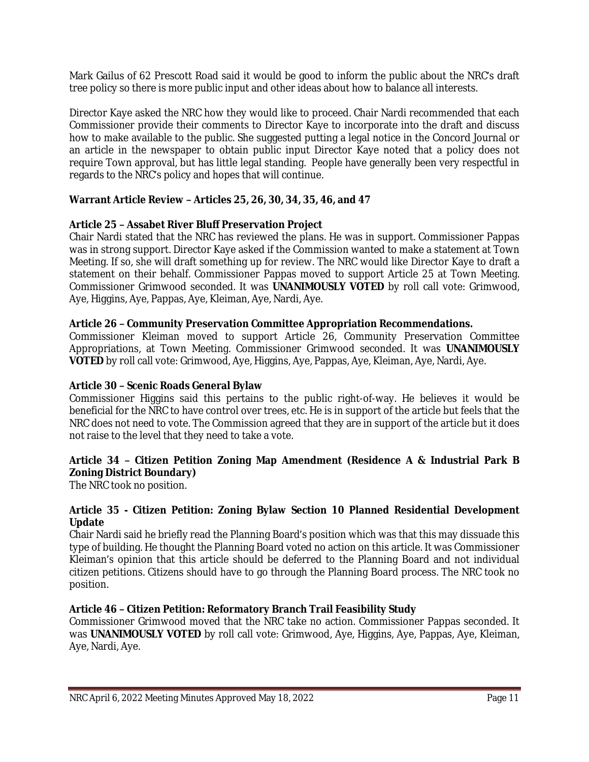Mark Gailus of 62 Prescott Road said it would be good to inform the public about the NRC's draft tree policy so there is more public input and other ideas about how to balance all interests.

Director Kaye asked the NRC how they would like to proceed. Chair Nardi recommended that each Commissioner provide their comments to Director Kaye to incorporate into the draft and discuss how to make available to the public. She suggested putting a legal notice in the Concord Journal or an article in the newspaper to obtain public input Director Kaye noted that a policy does not require Town approval, but has little legal standing. People have generally been very respectful in regards to the NRC's policy and hopes that will continue.

**Warrant Article Review – Articles 25, 26, 30, 34, 35, 46, and 47**

**Article 25 – Assabet River Bluff Preservation Project**
Chair Nardi stated that the NRC has reviewed the plans. He was in support. Commissioner Pappas was in strong support. Director Kaye asked if the Commission wanted to make a statement at Town Meeting. If so, she will draft something up for review. The NRC would like Director Kaye to draft a statement on their behalf. Commissioner Pappas moved to support Article 25 at Town Meeting. Commissioner Grimwood seconded. It was **UNANIMOUSLY VOTED** by roll call vote: Grimwood, Aye, Higgins, Aye, Pappas, Aye, Kleiman, Aye, Nardi, Aye.

**Article 26 – Community Preservation Committee Appropriation Recommendations.**
Commissioner Kleiman moved to support Article 26, Community Preservation Committee Appropriations, at Town Meeting. Commissioner Grimwood seconded. It was **UNANIMOUSLY VOTED** by roll call vote: Grimwood, Aye, Higgins, Aye, Pappas, Aye, Kleiman, Aye, Nardi, Aye.

**Article 30 – Scenic Roads General Bylaw**
Commissioner Higgins said this pertains to the public right-of-way. He believes it would be beneficial for the NRC to have control over trees, etc. He is in support of the article but feels that the NRC does not need to vote. The Commission agreed that they are in support of the article but it does not raise to the level that they need to take a vote.

**Article 34 – Citizen Petition Zoning Map Amendment (Residence A & Industrial Park B Zoning District Boundary)**
The NRC took no position.

**Article 35 - Citizen Petition: Zoning Bylaw Section 10 Planned Residential Development Update**
Chair Nardi said he briefly read the Planning Board's position which was that this may dissuade this type of building. He thought the Planning Board voted no action on this article. It was Commissioner Kleiman's opinion that this article should be deferred to the Planning Board and not individual citizen petitions. Citizens should have to go through the Planning Board process. The NRC took no position.

**Article 46 – Citizen Petition: Reformatory Branch Trail Feasibility Study**
Commissioner Grimwood moved that the NRC take no action. Commissioner Pappas seconded. It was **UNANIMOUSLY VOTED** by roll call vote: Grimwood, Aye, Higgins, Aye, Pappas, Aye, Kleiman, Aye, Nardi, Aye.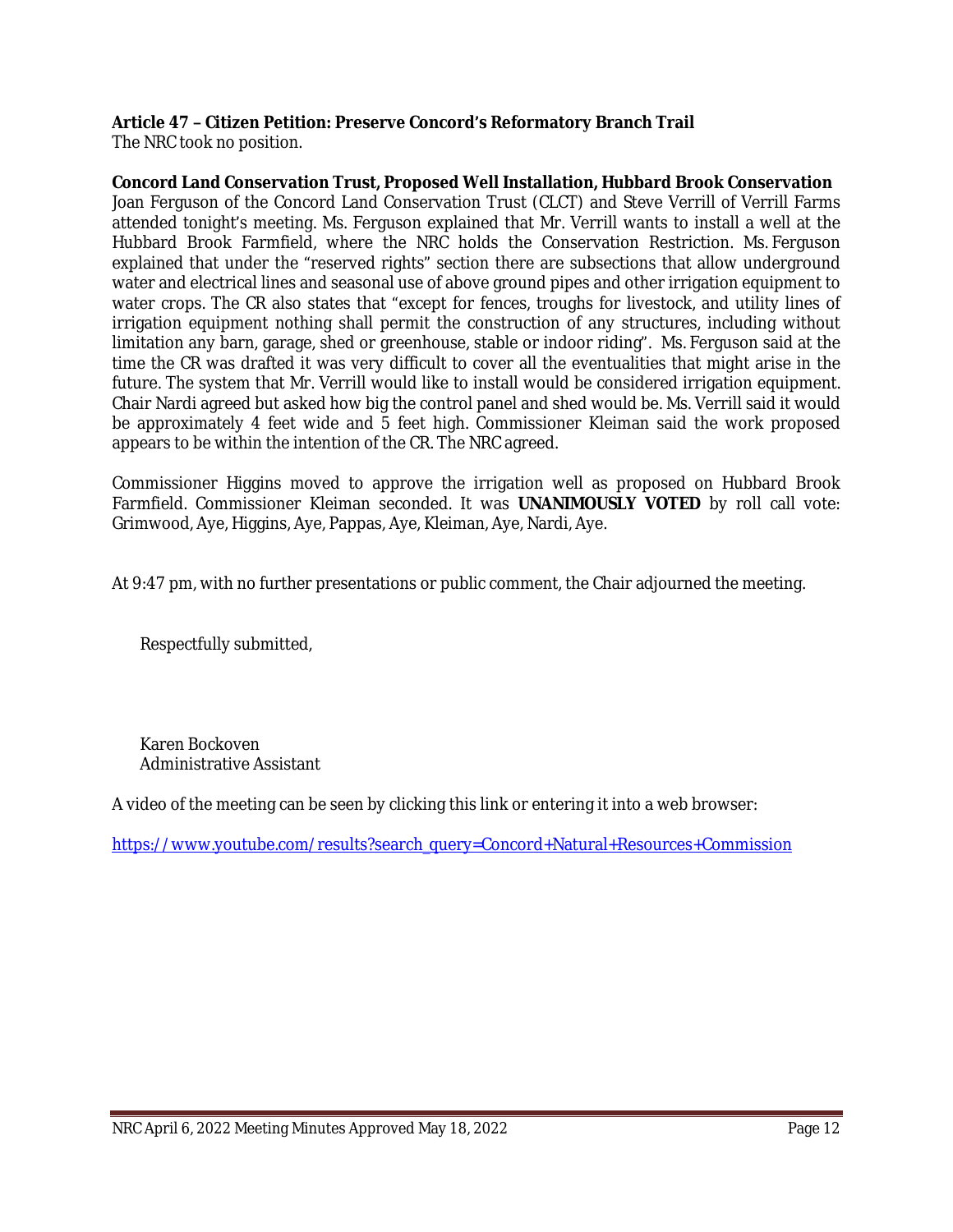**Article 47 – Citizen Petition: Preserve Concord's Reformatory Branch Trail**
The NRC took no position.

**Concord Land Conservation Trust, Proposed Well Installation, Hubbard Brook Conservation**
Joan Ferguson of the Concord Land Conservation Trust (CLCT) and Steve Verrill of Verrill Farms attended tonight's meeting. Ms. Ferguson explained that Mr. Verrill wants to install a well at the Hubbard Brook Farmfield, where the NRC holds the Conservation Restriction. Ms. Ferguson explained that under the "reserved rights" section there are subsections that allow underground water and electrical lines and seasonal use of above ground pipes and other irrigation equipment to water crops. The CR also states that "except for fences, troughs for livestock, and utility lines of irrigation equipment nothing shall permit the construction of any structures, including without limitation any barn, garage, shed or greenhouse, stable or indoor riding". Ms. Ferguson said at the time the CR was drafted it was very difficult to cover all the eventualities that might arise in the future. The system that Mr. Verrill would like to install would be considered irrigation equipment. Chair Nardi agreed but asked how big the control panel and shed would be. Ms. Verrill said it would be approximately 4 feet wide and 5 feet high. Commissioner Kleiman said the work proposed appears to be within the intention of the CR. The NRC agreed.

Commissioner Higgins moved to approve the irrigation well as proposed on Hubbard Brook Farmfield. Commissioner Kleiman seconded. It was **UNANIMOUSLY VOTED** by roll call vote: Grimwood, Aye, Higgins, Aye, Pappas, Aye, Kleiman, Aye, Nardi, Aye.

At 9:47 pm, with no further presentations or public comment, the Chair adjourned the meeting.

Respectfully submitted,

Karen Bockoven
Administrative Assistant

A video of the meeting can be seen by clicking this link or entering it into a web browser:

https://www.youtube.com/results?search_query=Concord+Natural+Resources+Commission

NRC April 6, 2022 Meeting Minutes Approved May 18, 2022